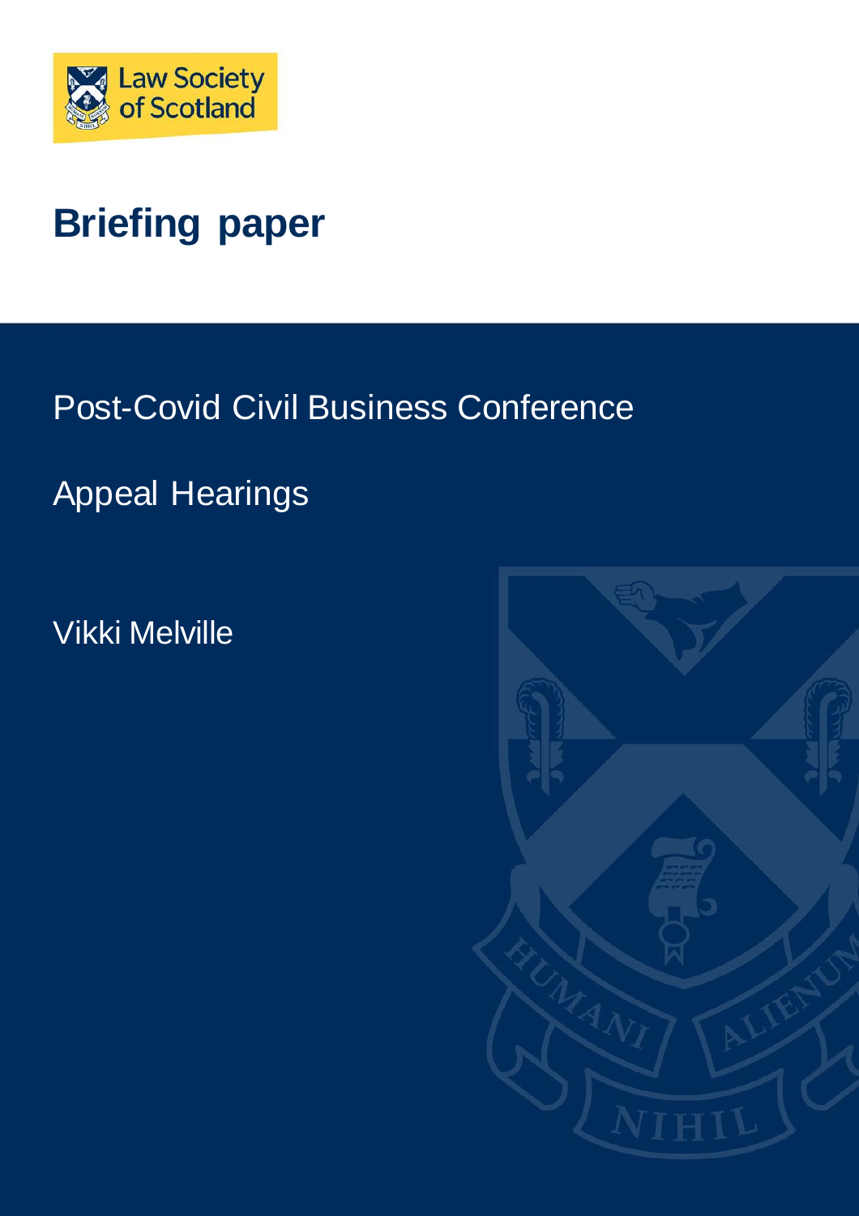Law Society of Scotland

# Briefing paper

Post-Covid Civil Business Conference

Appeal Hearings

Vikki Melville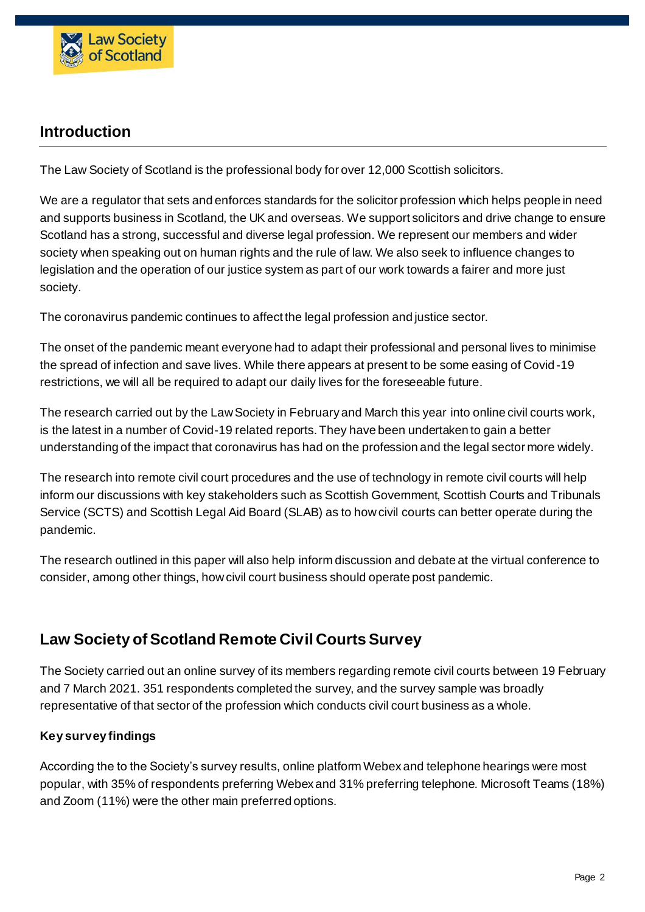## Introduction

The Law Society of Scotland is the professional body for over 12,000 Scottish solicitors.

We are a regulator that sets and enforces standards for the solicitor profession which helps people in need and supports business in Scotland, the UK and overseas. We support solicitors and drive change to ensure Scotland has a strong, successful and diverse legal profession. We represent our members and wider society when speaking out on human rights and the rule of law. We also seek to influence changes to legislation and the operation of our justice system as part of our work towards a fairer and more just society.

The coronavirus pandemic continues to affect the legal profession and justice sector.

The onset of the pandemic meant everyone had to adapt their professional and personal lives to minimise the spread of infection and save lives. While there appears at present to be some easing of Covid-19 restrictions, we will all be required to adapt our daily lives for the foreseeable future.

The research carried out by the Law Society in February and March this year into online civil courts work, is the latest in a number of Covid-19 related reports. They have been undertaken to gain a better understanding of the impact that coronavirus has had on the profession and the legal sector more widely.

The research into remote civil court procedures and the use of technology in remote civil courts will help inform our discussions with key stakeholders such as Scottish Government, Scottish Courts and Tribunals Service (SCTS) and Scottish Legal Aid Board (SLAB) as to how civil courts can better operate during the pandemic.

The research outlined in this paper will also help inform discussion and debate at the virtual conference to consider, among other things, how civil court business should operate post pandemic.

## Law Society of Scotland Remote Civil Courts Survey

The Society carried out an online survey of its members regarding remote civil courts between 19 February and 7 March 2021. 351 respondents completed the survey, and the survey sample was broadly representative of that sector of the profession which conducts civil court business as a whole.

### Key survey findings

According the to the Society's survey results, online platform Webex and telephone hearings were most popular, with 35% of respondents preferring Webex and 31% preferring telephone. Microsoft Teams (18%) and Zoom (11%) were the other main preferred options.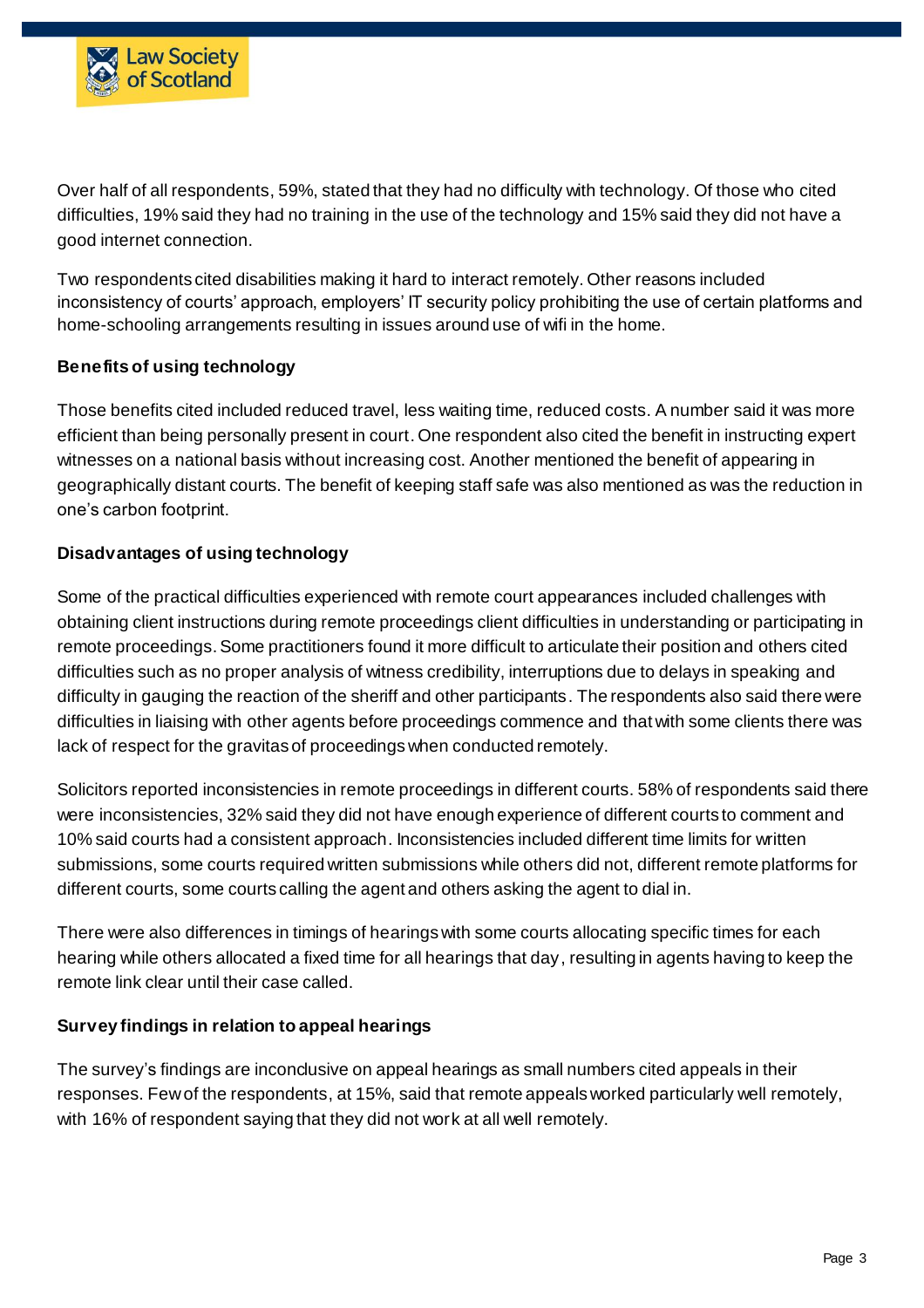Over half of all respondents, 59%, stated that they had no difficulty with technology. Of those who cited difficulties, 19% said they had no training in the use of the technology and 15% said they did not have a good internet connection.

Two respondents cited disabilities making it hard to interact remotely. Other reasons included inconsistency of courts' approach, employers' IT security policy prohibiting the use of certain platforms and home-schooling arrangements resulting in issues around use of wifi in the home.

**Benefits of using technology**

Those benefits cited included reduced travel, less waiting time, reduced costs. A number said it was more efficient than being personally present in court. One respondent also cited the benefit in instructing expert witnesses on a national basis without increasing cost. Another mentioned the benefit of appearing in geographically distant courts. The benefit of keeping staff safe was also mentioned as was the reduction in one's carbon footprint.

**Disadvantages of using technology**

Some of the practical difficulties experienced with remote court appearances included challenges with obtaining client instructions during remote proceedings client difficulties in understanding or participating in remote proceedings. Some practitioners found it more difficult to articulate their position and others cited difficulties such as no proper analysis of witness credibility, interruptions due to delays in speaking and difficulty in gauging the reaction of the sheriff and other participants. The respondents also said there were difficulties in liaising with other agents before proceedings commence and that with some clients there was lack of respect for the gravitas of proceedings when conducted remotely.

Solicitors reported inconsistencies in remote proceedings in different courts. 58% of respondents said there were inconsistencies, 32% said they did not have enough experience of different courts to comment and 10% said courts had a consistent approach. Inconsistencies included different time limits for written submissions, some courts required written submissions while others did not, different remote platforms for different courts, some courts calling the agent and others asking the agent to dial in.

There were also differences in timings of hearings with some courts allocating specific times for each hearing while others allocated a fixed time for all hearings that day, resulting in agents having to keep the remote link clear until their case called.

**Survey findings in relation to appeal hearings**

The survey's findings are inconclusive on appeal hearings as small numbers cited appeals in their responses. Few of the respondents, at 15%, said that remote appeals worked particularly well remotely, with 16% of respondent saying that they did not work at all well remotely.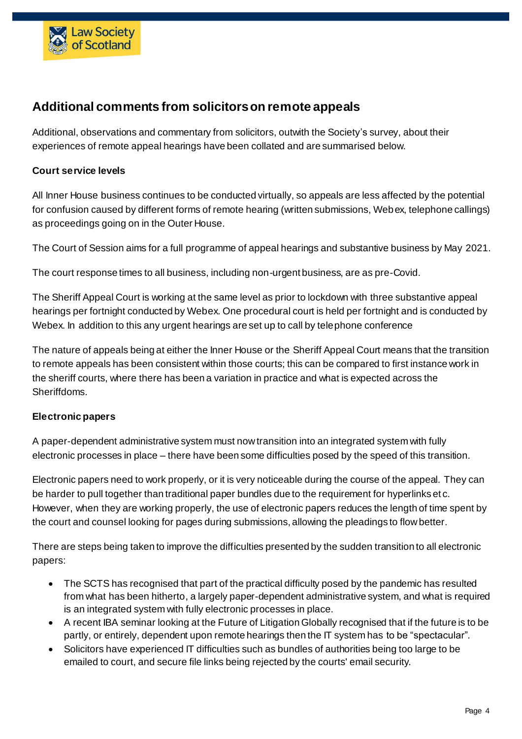## Additional comments from solicitors on remote appeals

Additional, observations and commentary from solicitors, outwith the Society's survey, about their experiences of remote appeal hearings have been collated and are summarised below.

**Court service levels**

All Inner House business continues to be conducted virtually, so appeals are less affected by the potential for confusion caused by different forms of remote hearing (written submissions, Webex, telephone callings) as proceedings going on in the Outer House.

The Court of Session aims for a full programme of appeal hearings and substantive business by May 2021.

The court response times to all business, including non-urgent business, are as pre-Covid.

The Sheriff Appeal Court is working at the same level as prior to lockdown with three substantive appeal hearings per fortnight conducted by Webex. One procedural court is held per fortnight and is conducted by Webex. In addition to this any urgent hearings are set up to call by telephone conference

The nature of appeals being at either the Inner House or the Sheriff Appeal Court means that the transition to remote appeals has been consistent within those courts; this can be compared to first instance work in the sheriff courts, where there has been a variation in practice and what is expected across the Sheriffdoms.

**Electronic papers**

A paper-dependent administrative system must now transition into an integrated system with fully electronic processes in place – there have been some difficulties posed by the speed of this transition.

Electronic papers need to work properly, or it is very noticeable during the course of the appeal. They can be harder to pull together than traditional paper bundles due to the requirement for hyperlinks etc. However, when they are working properly, the use of electronic papers reduces the length of time spent by the court and counsel looking for pages during submissions, allowing the pleadings to flow better.

There are steps being taken to improve the difficulties presented by the sudden transition to all electronic papers:

- The SCTS has recognised that part of the practical difficulty posed by the pandemic has resulted from what has been hitherto, a largely paper-dependent administrative system, and what is required is an integrated system with fully electronic processes in place.
- A recent IBA seminar looking at the Future of Litigation Globally recognised that if the future is to be partly, or entirely, dependent upon remote hearings then the IT system has to be "spectacular".
- Solicitors have experienced IT difficulties such as bundles of authorities being too large to be emailed to court, and secure file links being rejected by the courts' email security.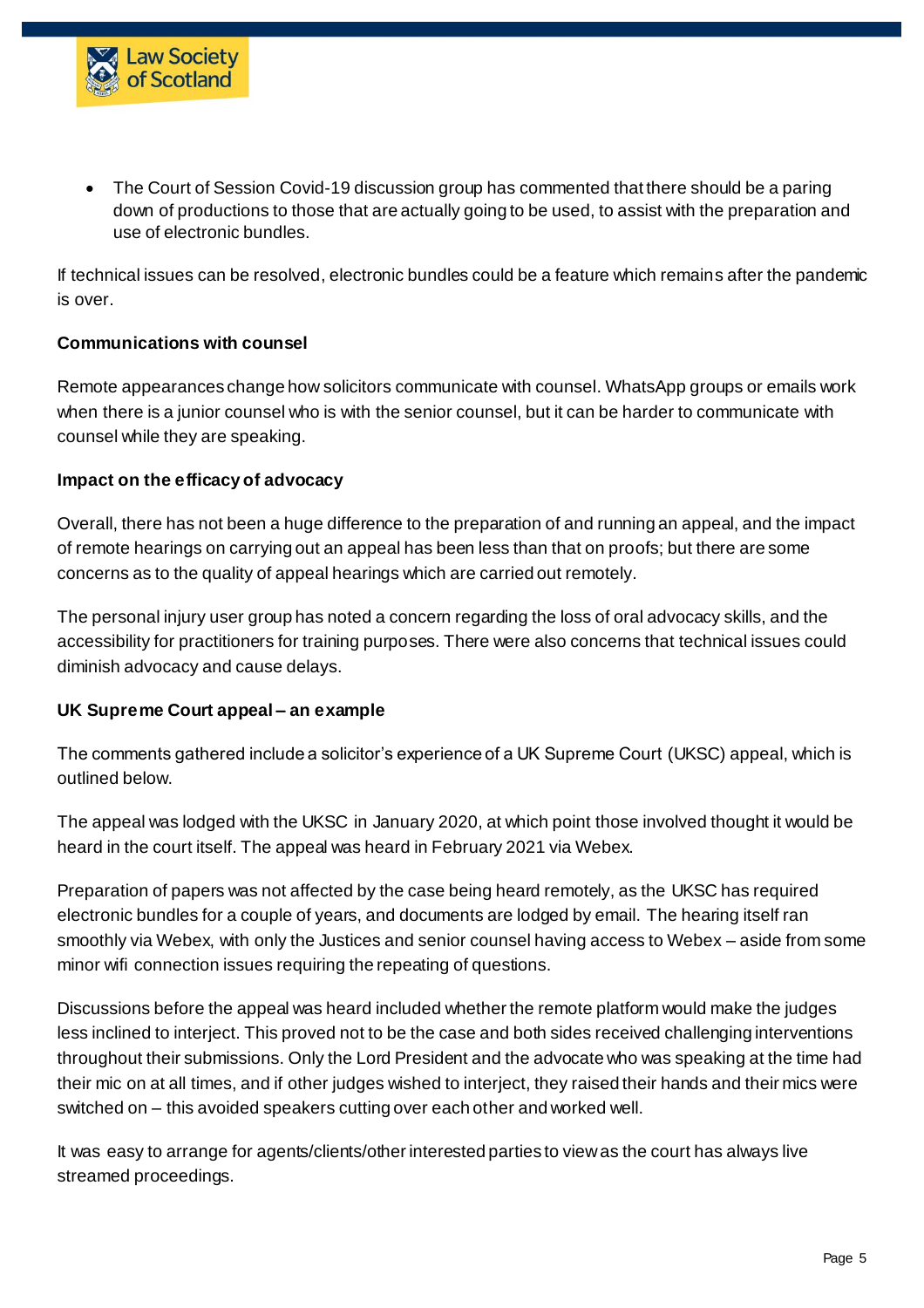- The Court of Session Covid-19 discussion group has commented that there should be a paring down of productions to those that are actually going to be used, to assist with the preparation and use of electronic bundles.

If technical issues can be resolved, electronic bundles could be a feature which remains after the pandemic is over.

**Communications with counsel**

Remote appearances change how solicitors communicate with counsel. WhatsApp groups or emails work when there is a junior counsel who is with the senior counsel, but it can be harder to communicate with counsel while they are speaking.

**Impact on the efficacy of advocacy**

Overall, there has not been a huge difference to the preparation of and running an appeal, and the impact of remote hearings on carrying out an appeal has been less than that on proofs; but there are some concerns as to the quality of appeal hearings which are carried out remotely.

The personal injury user group has noted a concern regarding the loss of oral advocacy skills, and the accessibility for practitioners for training purposes. There were also concerns that technical issues could diminish advocacy and cause delays.

**UK Supreme Court appeal – an example**

The comments gathered include a solicitor's experience of a UK Supreme Court (UKSC) appeal, which is outlined below.

The appeal was lodged with the UKSC in January 2020, at which point those involved thought it would be heard in the court itself. The appeal was heard in February 2021 via Webex.

Preparation of papers was not affected by the case being heard remotely, as the UKSC has required electronic bundles for a couple of years, and documents are lodged by email. The hearing itself ran smoothly via Webex, with only the Justices and senior counsel having access to Webex – aside from some minor wifi connection issues requiring the repeating of questions.

Discussions before the appeal was heard included whether the remote platform would make the judges less inclined to interject. This proved not to be the case and both sides received challenging interventions throughout their submissions. Only the Lord President and the advocate who was speaking at the time had their mic on at all times, and if other judges wished to interject, they raised their hands and their mics were switched on – this avoided speakers cutting over each other and worked well.

It was easy to arrange for agents/clients/other interested parties to view as the court has always live streamed proceedings.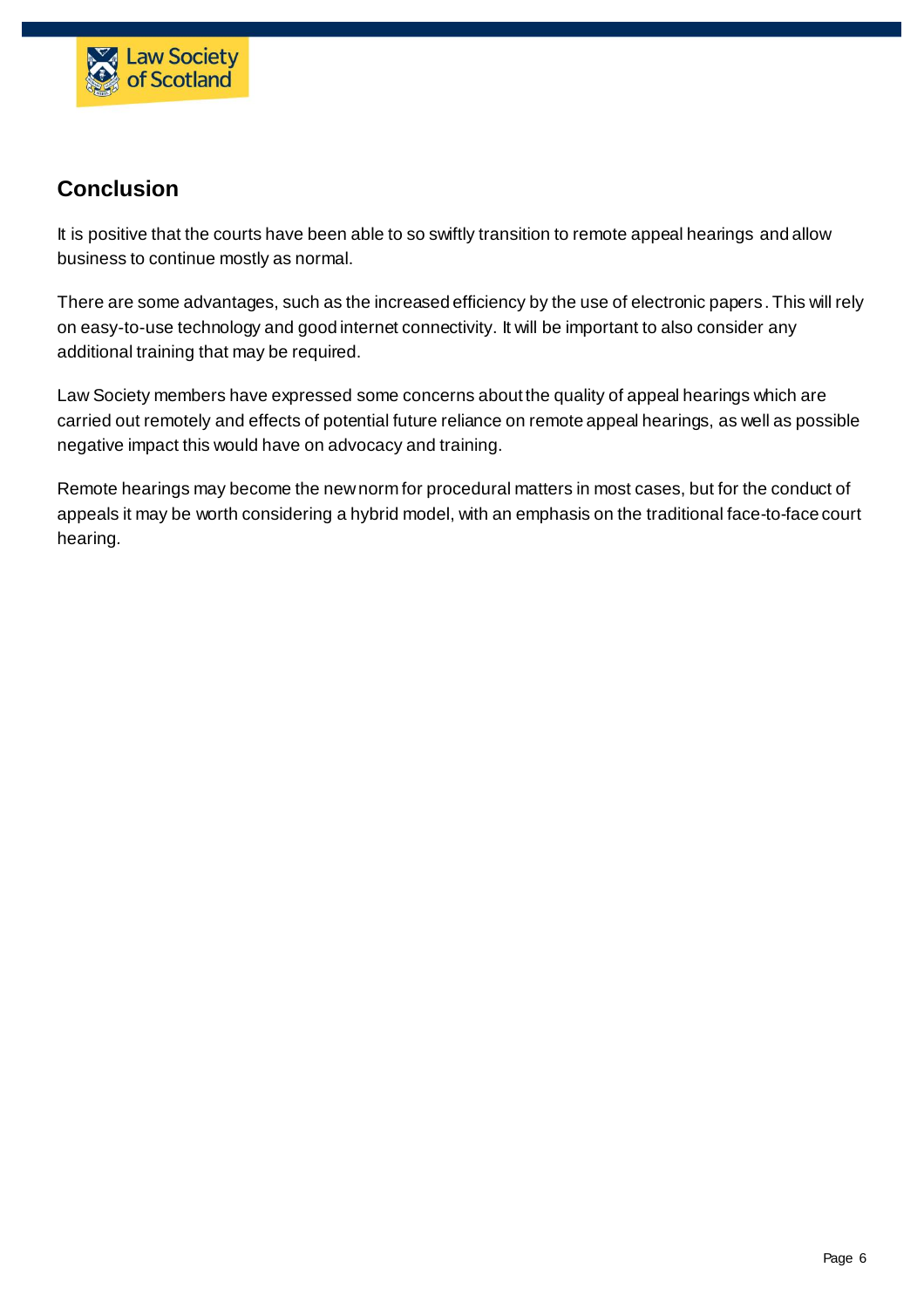## Conclusion

It is positive that the courts have been able to so swiftly transition to remote appeal hearings and allow business to continue mostly as normal.

There are some advantages, such as the increased efficiency by the use of electronic papers. This will rely on easy-to-use technology and good internet connectivity. It will be important to also consider any additional training that may be required.

Law Society members have expressed some concerns about the quality of appeal hearings which are carried out remotely and effects of potential future reliance on remote appeal hearings, as well as possible negative impact this would have on advocacy and training.

Remote hearings may become the new norm for procedural matters in most cases, but for the conduct of appeals it may be worth considering a hybrid model, with an emphasis on the traditional face-to-face court hearing.